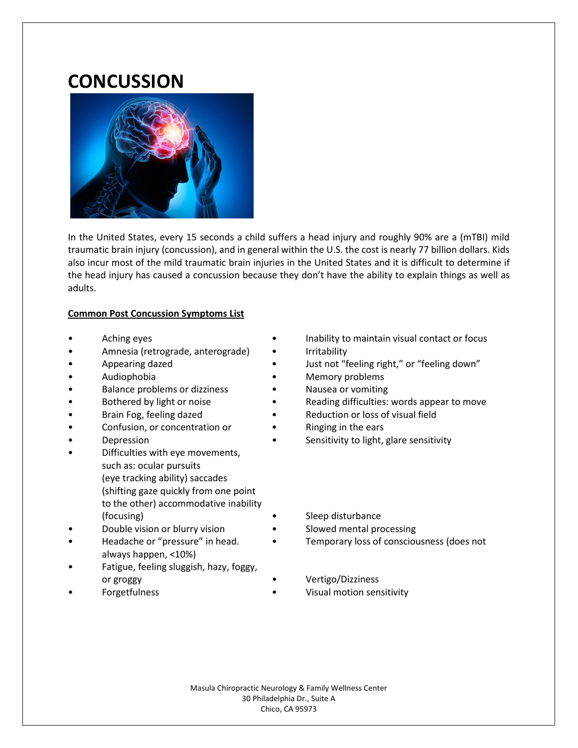# CONCUSSION

In the United States, every 15 seconds a child suffers a head injury and roughly 90% are a (mTBI) mild traumatic brain injury (concussion), and in general within the U.S. the cost is nearly 77 billion dollars. Kids also incur most of the mild traumatic brain injuries in the United States and it is difficult to determine if the head injury has caused a concussion because they don't have the ability to explain things as well as adults.

**Common Post Concussion Symptoms List**

- Aching eyes
- Amnesia (retrograde, anterograde)
- Appearing dazed
- Audiophobia
- Balance problems or dizziness
- Bothered by light or noise
- Brain Fog, feeling dazed
- Confusion, or concentration or
- Depression
- Difficulties with eye movements, such as: ocular pursuits (eye tracking ability) saccades (shifting gaze quickly from one point to the other) accommodative inability (focusing)
- Double vision or blurry vision
- Headache or "pressure" in head. always happen, <10%)
- Fatigue, feeling sluggish, hazy, foggy, or groggy
- Forgetfulness
- Inability to maintain visual contact or focus
- Irritability
- Just not "feeling right," or "feeling down"
- Memory problems
- Nausea or vomiting
- Reading difficulties: words appear to move
- Reduction or loss of visual field
- Ringing in the ears
- Sensitivity to light, glare sensitivity
- Sleep disturbance
- Slowed mental processing
- Temporary loss of consciousness (does not
- Vertigo/Dizziness
- Visual motion sensitivity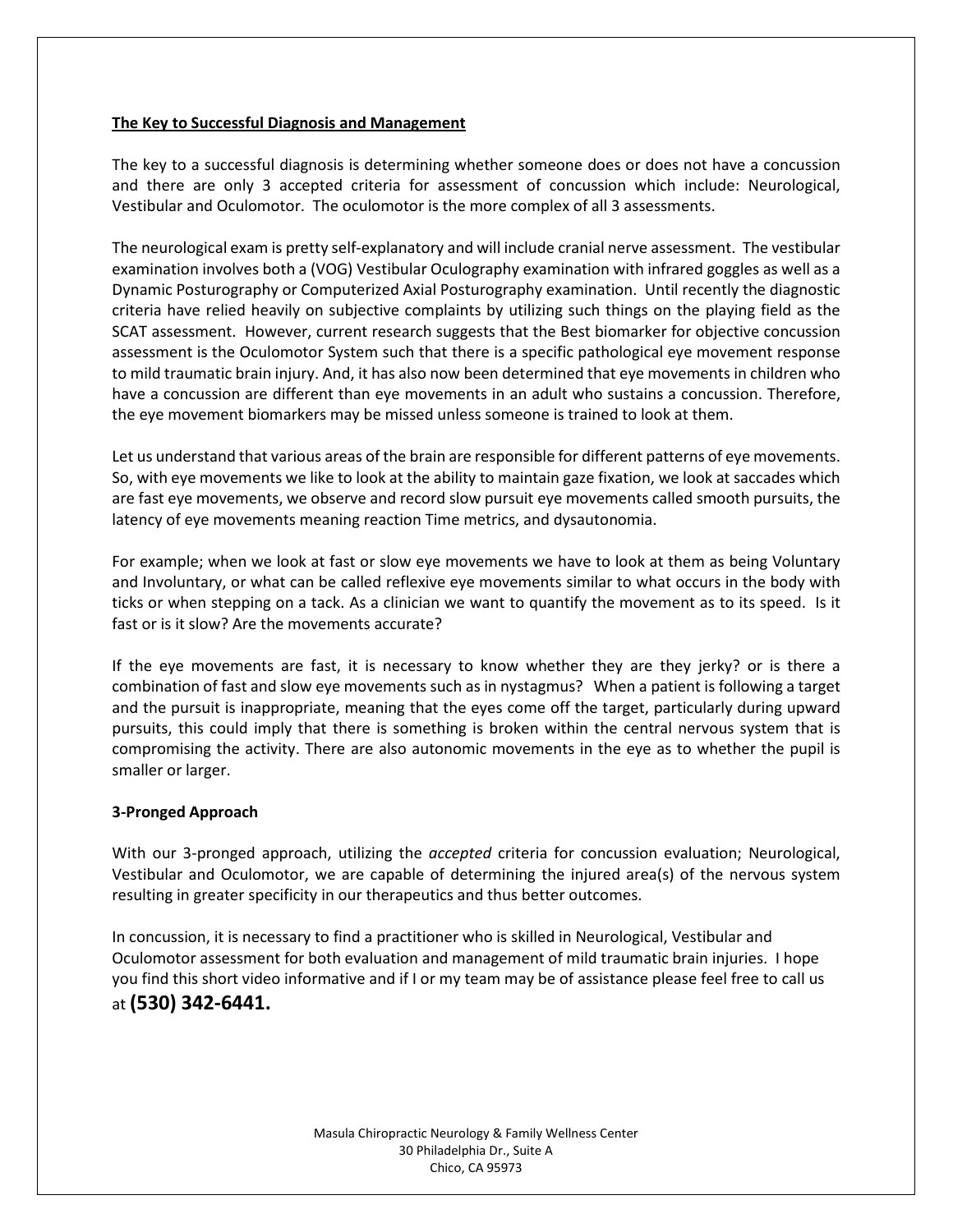## The Key to Successful Diagnosis and Management

The key to a successful diagnosis is determining whether someone does or does not have a concussion and there are only 3 accepted criteria for assessment of concussion which include: Neurological, Vestibular and Oculomotor. The oculomotor is the more complex of all 3 assessments.

The neurological exam is pretty self-explanatory and will include cranial nerve assessment. The vestibular examination involves both a (VOG) Vestibular Oculography examination with infrared goggles as well as a Dynamic Posturography or Computerized Axial Posturography examination. Until recently the diagnostic criteria have relied heavily on subjective complaints by utilizing such things on the playing field as the SCAT assessment. However, current research suggests that the Best biomarker for objective concussion assessment is the Oculomotor System such that there is a specific pathological eye movement response to mild traumatic brain injury. And, it has also now been determined that eye movements in children who have a concussion are different than eye movements in an adult who sustains a concussion. Therefore, the eye movement biomarkers may be missed unless someone is trained to look at them.

Let us understand that various areas of the brain are responsible for different patterns of eye movements. So, with eye movements we like to look at the ability to maintain gaze fixation, we look at saccades which are fast eye movements, we observe and record slow pursuit eye movements called smooth pursuits, the latency of eye movements meaning reaction Time metrics, and dysautonomia.

For example; when we look at fast or slow eye movements we have to look at them as being Voluntary and Involuntary, or what can be called reflexive eye movements similar to what occurs in the body with ticks or when stepping on a tack. As a clinician we want to quantify the movement as to its speed. Is it fast or is it slow? Are the movements accurate?

If the eye movements are fast, it is necessary to know whether they are they jerky? or is there a combination of fast and slow eye movements such as in nystagmus? When a patient is following a target and the pursuit is inappropriate, meaning that the eyes come off the target, particularly during upward pursuits, this could imply that there is something is broken within the central nervous system that is compromising the activity. There are also autonomic movements in the eye as to whether the pupil is smaller or larger.

### 3-Pronged Approach

With our 3-pronged approach, utilizing the *accepted* criteria for concussion evaluation; Neurological, Vestibular and Oculomotor, we are capable of determining the injured area(s) of the nervous system resulting in greater specificity in our therapeutics and thus better outcomes.

In concussion, it is necessary to find a practitioner who is skilled in Neurological, Vestibular and Oculomotor assessment for both evaluation and management of mild traumatic brain injuries. I hope you find this short video informative and if I or my team may be of assistance please feel free to call us at **(530) 342-6441.**

Masula Chiropractic Neurology & Family Wellness Center
30 Philadelphia Dr., Suite A
Chico, CA 95973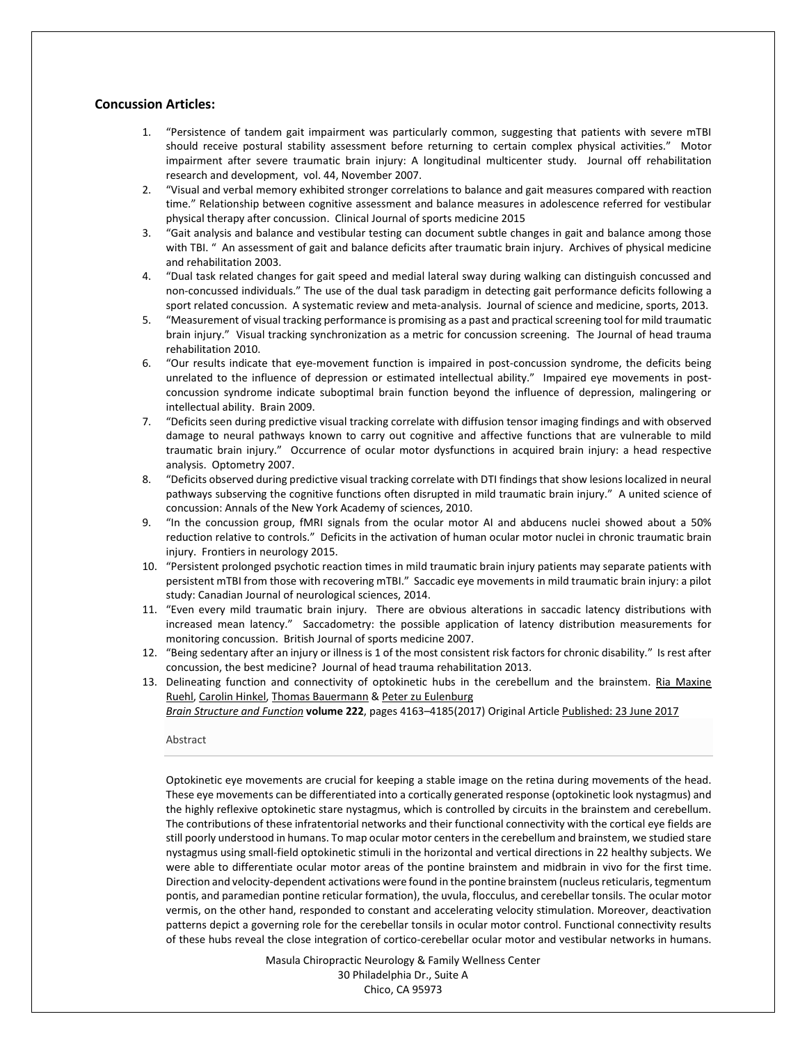## Concussion Articles:

1. "Persistence of tandem gait impairment was particularly common, suggesting that patients with severe mTBI should receive postural stability assessment before returning to certain complex physical activities." Motor impairment after severe traumatic brain injury: A longitudinal multicenter study. Journal off rehabilitation research and development, vol. 44, November 2007.
2. "Visual and verbal memory exhibited stronger correlations to balance and gait measures compared with reaction time." Relationship between cognitive assessment and balance measures in adolescence referred for vestibular physical therapy after concussion. Clinical Journal of sports medicine 2015
3. "Gait analysis and balance and vestibular testing can document subtle changes in gait and balance among those with TBI. " An assessment of gait and balance deficits after traumatic brain injury. Archives of physical medicine and rehabilitation 2003.
4. "Dual task related changes for gait speed and medial lateral sway during walking can distinguish concussed and non-concussed individuals." The use of the dual task paradigm in detecting gait performance deficits following a sport related concussion. A systematic review and meta-analysis. Journal of science and medicine, sports, 2013.
5. "Measurement of visual tracking performance is promising as a past and practical screening tool for mild traumatic brain injury." Visual tracking synchronization as a metric for concussion screening. The Journal of head trauma rehabilitation 2010.
6. "Our results indicate that eye-movement function is impaired in post-concussion syndrome, the deficits being unrelated to the influence of depression or estimated intellectual ability." Impaired eye movements in post-concussion syndrome indicate suboptimal brain function beyond the influence of depression, malingering or intellectual ability. Brain 2009.
7. "Deficits seen during predictive visual tracking correlate with diffusion tensor imaging findings and with observed damage to neural pathways known to carry out cognitive and affective functions that are vulnerable to mild traumatic brain injury." Occurrence of ocular motor dysfunctions in acquired brain injury: a head respective analysis. Optometry 2007.
8. "Deficits observed during predictive visual tracking correlate with DTI findings that show lesions localized in neural pathways subserving the cognitive functions often disrupted in mild traumatic brain injury." A united science of concussion: Annals of the New York Academy of sciences, 2010.
9. "In the concussion group, fMRI signals from the ocular motor AI and abducens nuclei showed about a 50% reduction relative to controls." Deficits in the activation of human ocular motor nuclei in chronic traumatic brain injury. Frontiers in neurology 2015.
10. "Persistent prolonged psychotic reaction times in mild traumatic brain injury patients may separate patients with persistent mTBI from those with recovering mTBI." Saccadic eye movements in mild traumatic brain injury: a pilot study: Canadian Journal of neurological sciences, 2014.
11. "Even every mild traumatic brain injury. There are obvious alterations in saccadic latency distributions with increased mean latency." Saccadometry: the possible application of latency distribution measurements for monitoring concussion. British Journal of sports medicine 2007.
12. "Being sedentary after an injury or illness is 1 of the most consistent risk factors for chronic disability." Is rest after concussion, the best medicine? Journal of head trauma rehabilitation 2013.
13. Delineating function and connectivity of optokinetic hubs in the cerebellum and the brainstem. Ria Maxine Ruehl, Carolin Hinkel, Thomas Bauermann & Peter zu Eulenburg
    *Brain Structure and Function* **volume 222**, pages 4163–4185(2017) Original Article Published: 23 June 2017

    Abstract

    Optokinetic eye movements are crucial for keeping a stable image on the retina during movements of the head. These eye movements can be differentiated into a cortically generated response (optokinetic look nystagmus) and the highly reflexive optokinetic stare nystagmus, which is controlled by circuits in the brainstem and cerebellum. The contributions of these infratentorial networks and their functional connectivity with the cortical eye fields are still poorly understood in humans. To map ocular motor centers in the cerebellum and brainstem, we studied stare nystagmus using small-field optokinetic stimuli in the horizontal and vertical directions in 22 healthy subjects. We were able to differentiate ocular motor areas of the pontine brainstem and midbrain in vivo for the first time. Direction and velocity-dependent activations were found in the pontine brainstem (nucleus reticularis, tegmentum pontis, and paramedian pontine reticular formation), the uvula, flocculus, and cerebellar tonsils. The ocular motor vermis, on the other hand, responded to constant and accelerating velocity stimulation. Moreover, deactivation patterns depict a governing role for the cerebellar tonsils in ocular motor control. Functional connectivity results of these hubs reveal the close integration of cortico-cerebellar ocular motor and vestibular networks in humans.

Masula Chiropractic Neurology & Family Wellness Center
30 Philadelphia Dr., Suite A
Chico, CA 95973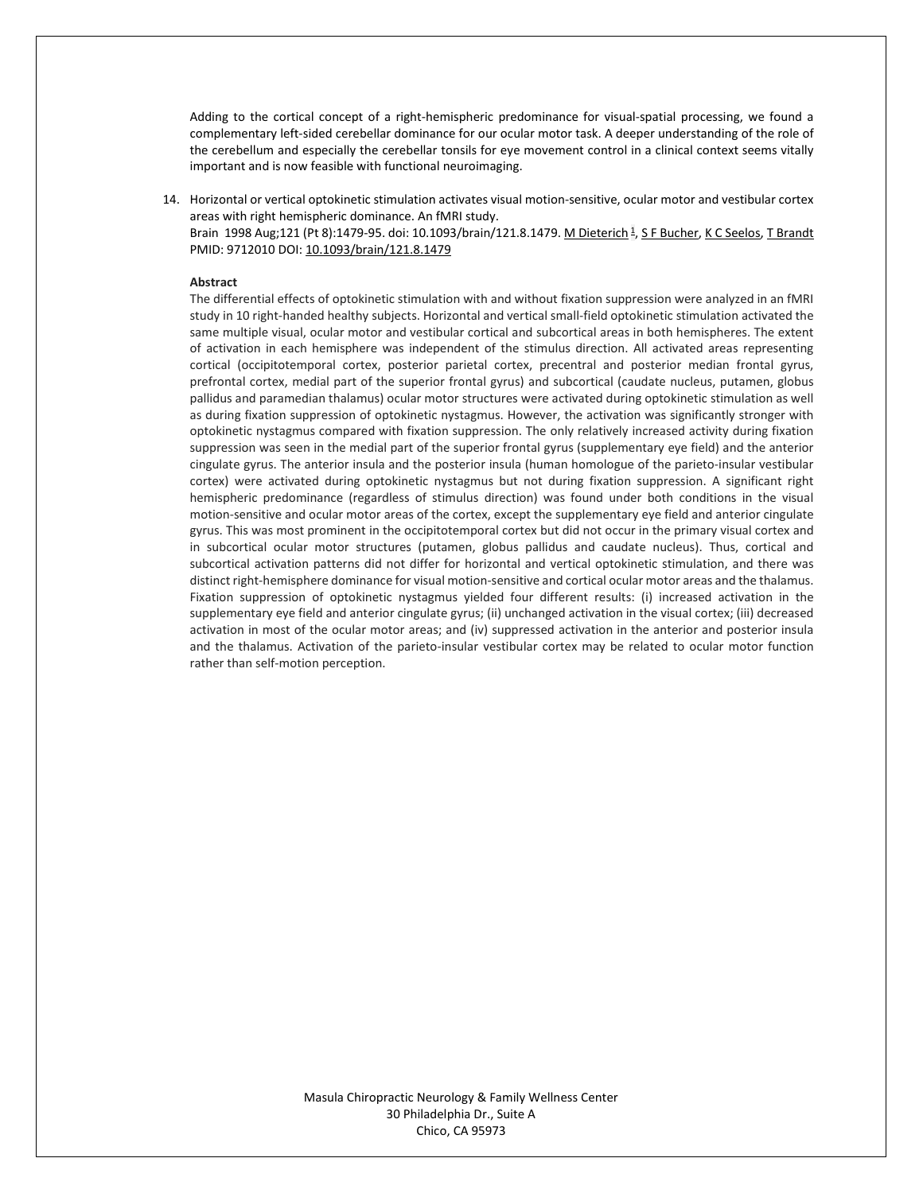Adding to the cortical concept of a right-hemispheric predominance for visual-spatial processing, we found a complementary left-sided cerebellar dominance for our ocular motor task. A deeper understanding of the role of the cerebellum and especially the cerebellar tonsils for eye movement control in a clinical context seems vitally important and is now feasible with functional neuroimaging.

14. Horizontal or vertical optokinetic stimulation activates visual motion-sensitive, ocular motor and vestibular cortex areas with right hemispheric dominance. An fMRI study.
Brain 1998 Aug;121 (Pt 8):1479-95. doi: 10.1093/brain/121.8.1479. M Dieterich [1], S F Bucher, K C Seelos, T Brandt
PMID: 9712010 DOI: 10.1093/brain/121.8.1479

**Abstract**

The differential effects of optokinetic stimulation with and without fixation suppression were analyzed in an fMRI study in 10 right-handed healthy subjects. Horizontal and vertical small-field optokinetic stimulation activated the same multiple visual, ocular motor and vestibular cortical and subcortical areas in both hemispheres. The extent of activation in each hemisphere was independent of the stimulus direction. All activated areas representing cortical (occipitotemporal cortex, posterior parietal cortex, precentral and posterior median frontal gyrus, prefrontal cortex, medial part of the superior frontal gyrus) and subcortical (caudate nucleus, putamen, globus pallidus and paramedian thalamus) ocular motor structures were activated during optokinetic stimulation as well as during fixation suppression of optokinetic nystagmus. However, the activation was significantly stronger with optokinetic nystagmus compared with fixation suppression. The only relatively increased activity during fixation suppression was seen in the medial part of the superior frontal gyrus (supplementary eye field) and the anterior cingulate gyrus. The anterior insula and the posterior insula (human homologue of the parieto-insular vestibular cortex) were activated during optokinetic nystagmus but not during fixation suppression. A significant right hemispheric predominance (regardless of stimulus direction) was found under both conditions in the visual motion-sensitive and ocular motor areas of the cortex, except the supplementary eye field and anterior cingulate gyrus. This was most prominent in the occipitotemporal cortex but did not occur in the primary visual cortex and in subcortical ocular motor structures (putamen, globus pallidus and caudate nucleus). Thus, cortical and subcortical activation patterns did not differ for horizontal and vertical optokinetic stimulation, and there was distinct right-hemisphere dominance for visual motion-sensitive and cortical ocular motor areas and the thalamus. Fixation suppression of optokinetic nystagmus yielded four different results: (i) increased activation in the supplementary eye field and anterior cingulate gyrus; (ii) unchanged activation in the visual cortex; (iii) decreased activation in most of the ocular motor areas; and (iv) suppressed activation in the anterior and posterior insula and the thalamus. Activation of the parieto-insular vestibular cortex may be related to ocular motor function rather than self-motion perception.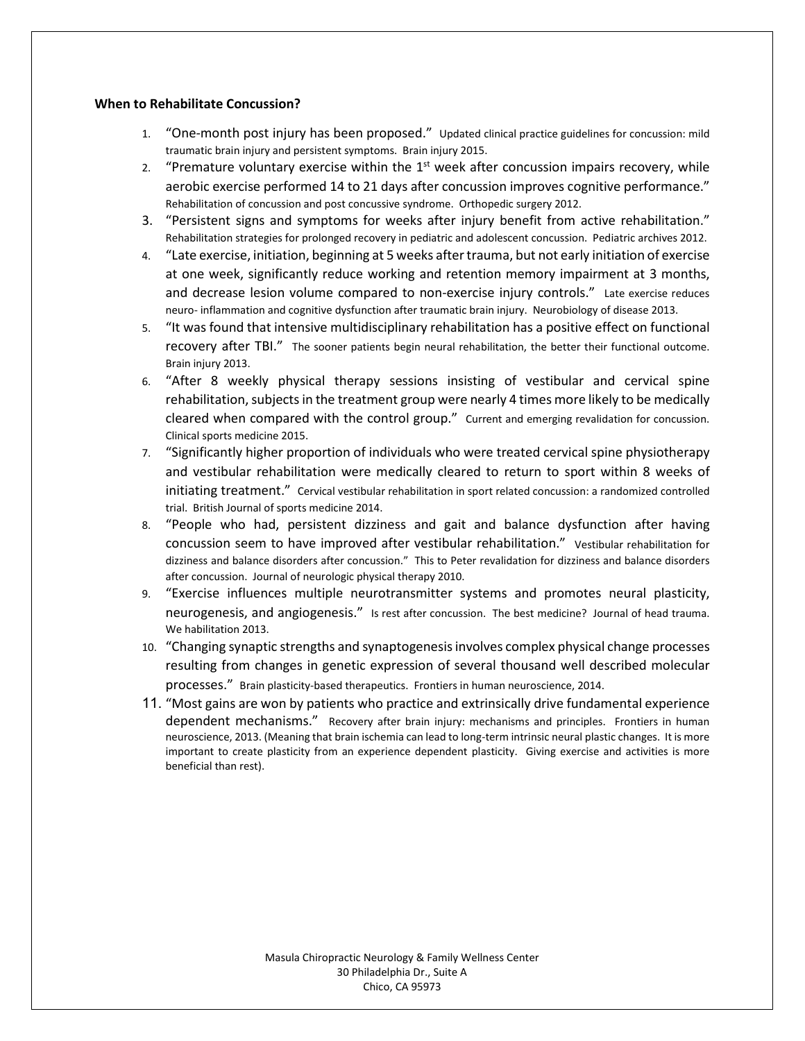**When to Rehabilitate Concussion?**

1. "One-month post injury has been proposed." Updated clinical practice guidelines for concussion: mild traumatic brain injury and persistent symptoms. Brain injury 2015.
2. "Premature voluntary exercise within the 1st week after concussion impairs recovery, while aerobic exercise performed 14 to 21 days after concussion improves cognitive performance." Rehabilitation of concussion and post concussive syndrome. Orthopedic surgery 2012.
3. "Persistent signs and symptoms for weeks after injury benefit from active rehabilitation." Rehabilitation strategies for prolonged recovery in pediatric and adolescent concussion. Pediatric archives 2012.
4. "Late exercise, initiation, beginning at 5 weeks after trauma, but not early initiation of exercise at one week, significantly reduce working and retention memory impairment at 3 months, and decrease lesion volume compared to non-exercise injury controls." Late exercise reduces neuro- inflammation and cognitive dysfunction after traumatic brain injury. Neurobiology of disease 2013.
5. "It was found that intensive multidisciplinary rehabilitation has a positive effect on functional recovery after TBI." The sooner patients begin neural rehabilitation, the better their functional outcome. Brain injury 2013.
6. "After 8 weekly physical therapy sessions insisting of vestibular and cervical spine rehabilitation, subjects in the treatment group were nearly 4 times more likely to be medically cleared when compared with the control group." Current and emerging revalidation for concussion. Clinical sports medicine 2015.
7. "Significantly higher proportion of individuals who were treated cervical spine physiotherapy and vestibular rehabilitation were medically cleared to return to sport within 8 weeks of initiating treatment." Cervical vestibular rehabilitation in sport related concussion: a randomized controlled trial. British Journal of sports medicine 2014.
8. "People who had, persistent dizziness and gait and balance dysfunction after having concussion seem to have improved after vestibular rehabilitation." Vestibular rehabilitation for dizziness and balance disorders after concussion." This to Peter revalidation for dizziness and balance disorders after concussion. Journal of neurologic physical therapy 2010.
9. "Exercise influences multiple neurotransmitter systems and promotes neural plasticity, neurogenesis, and angiogenesis." Is rest after concussion. The best medicine? Journal of head trauma. We habilitation 2013.
10. "Changing synaptic strengths and synaptogenesis involves complex physical change processes resulting from changes in genetic expression of several thousand well described molecular processes." Brain plasticity-based therapeutics. Frontiers in human neuroscience, 2014.
11. "Most gains are won by patients who practice and extrinsically drive fundamental experience dependent mechanisms." Recovery after brain injury: mechanisms and principles. Frontiers in human neuroscience, 2013. (Meaning that brain ischemia can lead to long-term intrinsic neural plastic changes. It is more important to create plasticity from an experience dependent plasticity. Giving exercise and activities is more beneficial than rest).

Masula Chiropractic Neurology & Family Wellness Center
30 Philadelphia Dr., Suite A
Chico, CA 95973